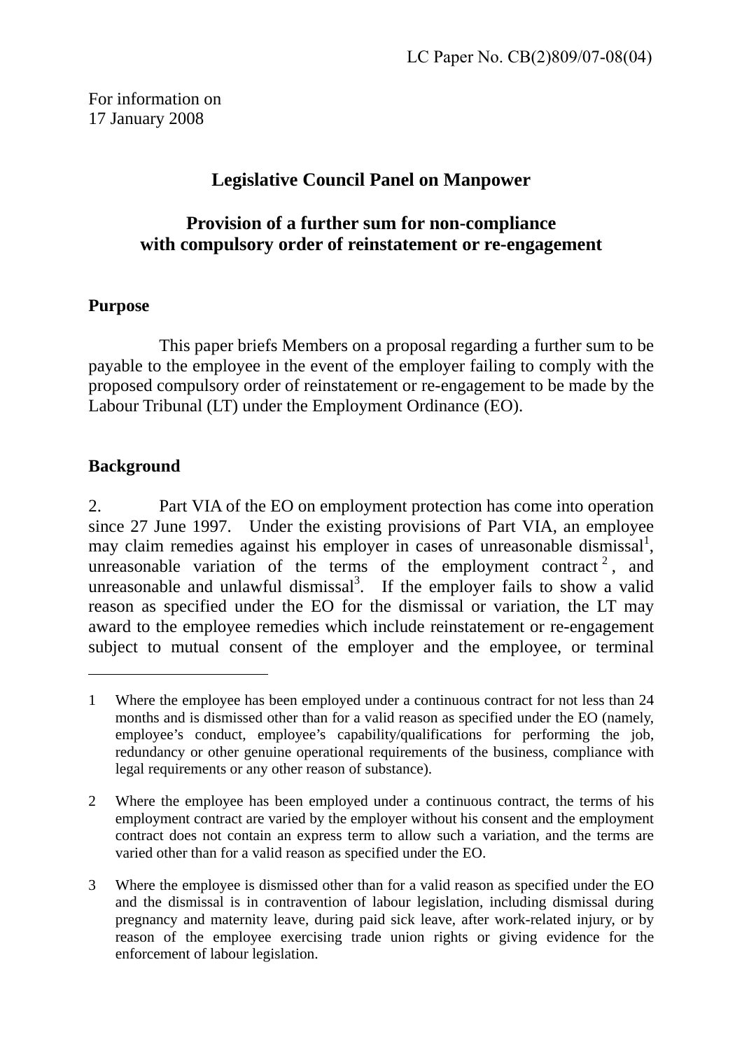LC Paper No. CB(2)809/07-08(04)

For information on
17 January 2008

## Legislative Council Panel on Manpower

## Provision of a further sum for non-compliance with compulsory order of reinstatement or re-engagement

### Purpose

This paper briefs Members on a proposal regarding a further sum to be payable to the employee in the event of the employer failing to comply with the proposed compulsory order of reinstatement or re-engagement to be made by the Labour Tribunal (LT) under the Employment Ordinance (EO).

### Background

2. Part VIA of the EO on employment protection has come into operation since 27 June 1997. Under the existing provisions of Part VIA, an employee may claim remedies against his employer in cases of unreasonable dismissal[1], unreasonable variation of the terms of the employment contract[2], and unreasonable and unlawful dismissal[3]. If the employer fails to show a valid reason as specified under the EO for the dismissal or variation, the LT may award to the employee remedies which include reinstatement or re-engagement subject to mutual consent of the employer and the employee, or terminal

---

1 Where the employee has been employed under a continuous contract for not less than 24 months and is dismissed other than for a valid reason as specified under the EO (namely, employee's conduct, employee's capability/qualifications for performing the job, redundancy or other genuine operational requirements of the business, compliance with legal requirements or any other reason of substance).

2 Where the employee has been employed under a continuous contract, the terms of his employment contract are varied by the employer without his consent and the employment contract does not contain an express term to allow such a variation, and the terms are varied other than for a valid reason as specified under the EO.

3 Where the employee is dismissed other than for a valid reason as specified under the EO and the dismissal is in contravention of labour legislation, including dismissal during pregnancy and maternity leave, during paid sick leave, after work-related injury, or by reason of the employee exercising trade union rights or giving evidence for the enforcement of labour legislation.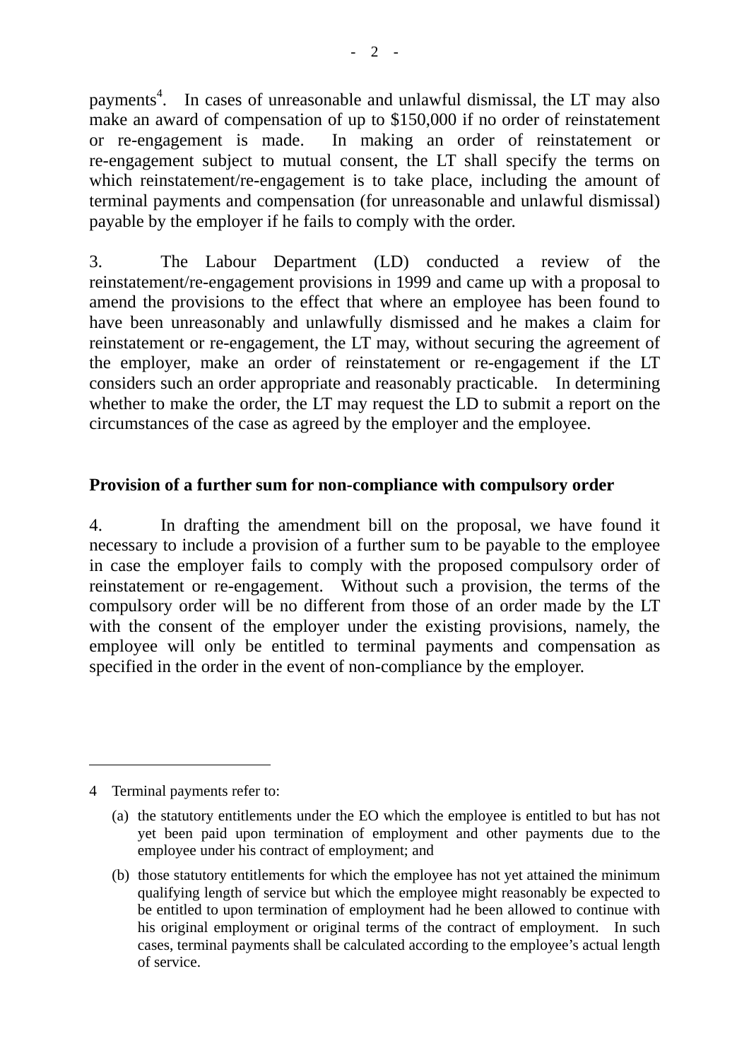payments[4]. In cases of unreasonable and unlawful dismissal, the LT may also make an award of compensation of up to $150,000 if no order of reinstatement or re-engagement is made. In making an order of reinstatement or re-engagement subject to mutual consent, the LT shall specify the terms on which reinstatement/re-engagement is to take place, including the amount of terminal payments and compensation (for unreasonable and unlawful dismissal) payable by the employer if he fails to comply with the order.

3. The Labour Department (LD) conducted a review of the reinstatement/re-engagement provisions in 1999 and came up with a proposal to amend the provisions to the effect that where an employee has been found to have been unreasonably and unlawfully dismissed and he makes a claim for reinstatement or re-engagement, the LT may, without securing the agreement of the employer, make an order of reinstatement or re-engagement if the LT considers such an order appropriate and reasonably practicable. In determining whether to make the order, the LT may request the LD to submit a report on the circumstances of the case as agreed by the employer and the employee.

**Provision of a further sum for non-compliance with compulsory order**

4. In drafting the amendment bill on the proposal, we have found it necessary to include a provision of a further sum to be payable to the employee in case the employer fails to comply with the proposed compulsory order of reinstatement or re-engagement. Without such a provision, the terms of the compulsory order will be no different from those of an order made by the LT with the consent of the employer under the existing provisions, namely, the employee will only be entitled to terminal payments and compensation as specified in the order in the event of non-compliance by the employer.

---

4 Terminal payments refer to:

(a) the statutory entitlements under the EO which the employee is entitled to but has not yet been paid upon termination of employment and other payments due to the employee under his contract of employment; and

(b) those statutory entitlements for which the employee has not yet attained the minimum qualifying length of service but which the employee might reasonably be expected to be entitled to upon termination of employment had he been allowed to continue with his original employment or original terms of the contract of employment. In such cases, terminal payments shall be calculated according to the employee's actual length of service.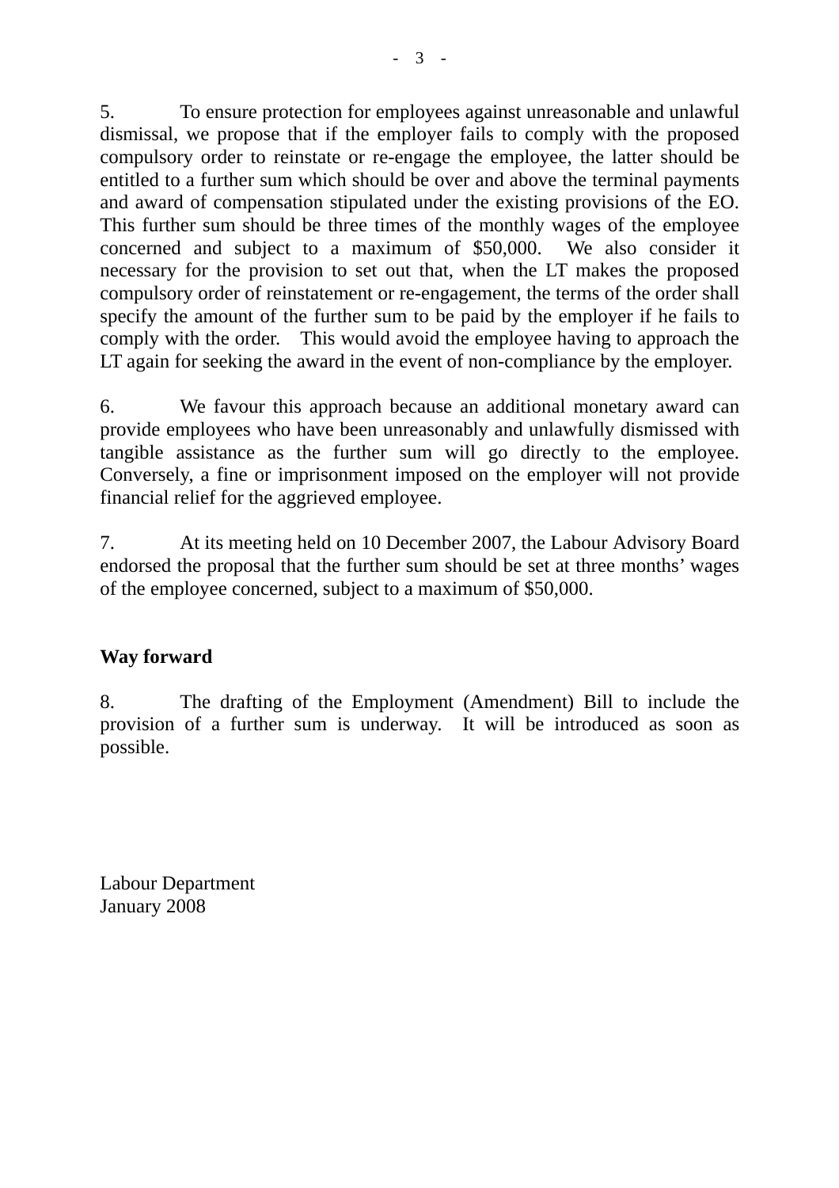5. To ensure protection for employees against unreasonable and unlawful dismissal, we propose that if the employer fails to comply with the proposed compulsory order to reinstate or re-engage the employee, the latter should be entitled to a further sum which should be over and above the terminal payments and award of compensation stipulated under the existing provisions of the EO. This further sum should be three times of the monthly wages of the employee concerned and subject to a maximum of $50,000. We also consider it necessary for the provision to set out that, when the LT makes the proposed compulsory order of reinstatement or re-engagement, the terms of the order shall specify the amount of the further sum to be paid by the employer if he fails to comply with the order. This would avoid the employee having to approach the LT again for seeking the award in the event of non-compliance by the employer.

6. We favour this approach because an additional monetary award can provide employees who have been unreasonably and unlawfully dismissed with tangible assistance as the further sum will go directly to the employee. Conversely, a fine or imprisonment imposed on the employer will not provide financial relief for the aggrieved employee.

7. At its meeting held on 10 December 2007, the Labour Advisory Board endorsed the proposal that the further sum should be set at three months' wages of the employee concerned, subject to a maximum of $50,000.

**Way forward**

8. The drafting of the Employment (Amendment) Bill to include the provision of a further sum is underway. It will be introduced as soon as possible.

Labour Department
January 2008